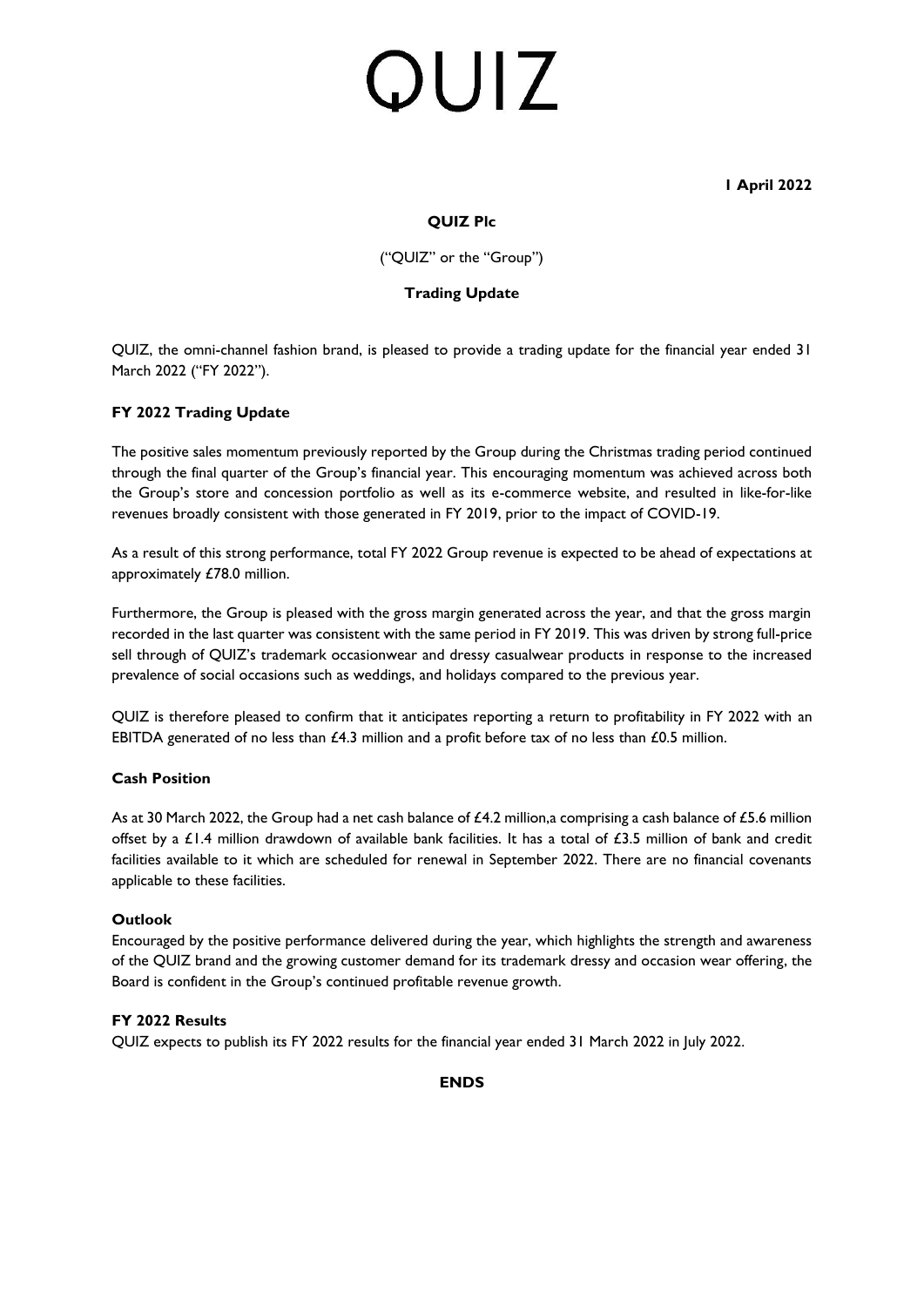# QUIZ

**1 April 2022**

**QUIZ Plc**

("QUIZ" or the "Group")

**Trading Update**

QUIZ, the omni-channel fashion brand, is pleased to provide a trading update for the financial year ended 31 March 2022 ("FY 2022").

### FY 2022 Trading Update

The positive sales momentum previously reported by the Group during the Christmas trading period continued through the final quarter of the Group's financial year. This encouraging momentum was achieved across both the Group's store and concession portfolio as well as its e-commerce website, and resulted in like-for-like revenues broadly consistent with those generated in FY 2019, prior to the impact of COVID-19.

As a result of this strong performance, total FY 2022 Group revenue is expected to be ahead of expectations at approximately £78.0 million.

Furthermore, the Group is pleased with the gross margin generated across the year, and that the gross margin recorded in the last quarter was consistent with the same period in FY 2019. This was driven by strong full-price sell through of QUIZ's trademark occasionwear and dressy casualwear products in response to the increased prevalence of social occasions such as weddings, and holidays compared to the previous year.

QUIZ is therefore pleased to confirm that it anticipates reporting a return to profitability in FY 2022 with an EBITDA generated of no less than £4.3 million and a profit before tax of no less than £0.5 million.

### Cash Position

As at 30 March 2022, the Group had a net cash balance of £4.2 million,a comprising a cash balance of £5.6 million offset by a £1.4 million drawdown of available bank facilities. It has a total of £3.5 million of bank and credit facilities available to it which are scheduled for renewal in September 2022. There are no financial covenants applicable to these facilities.

### Outlook

Encouraged by the positive performance delivered during the year, which highlights the strength and awareness of the QUIZ brand and the growing customer demand for its trademark dressy and occasion wear offering, the Board is confident in the Group's continued profitable revenue growth.

### FY 2022 Results

QUIZ expects to publish its FY 2022 results for the financial year ended 31 March 2022 in July 2022.

**ENDS**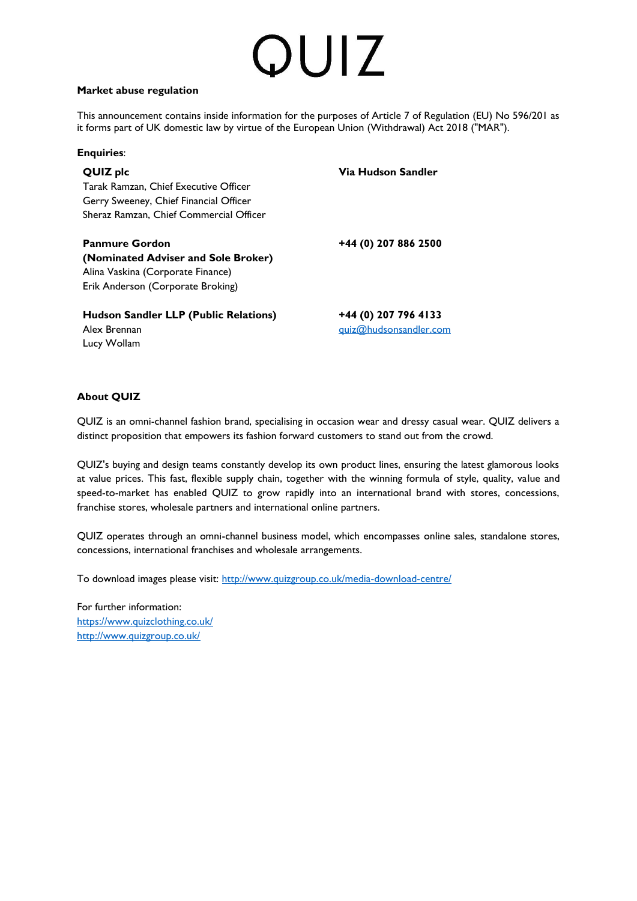# QUIZ

**Market abuse regulation**

This announcement contains inside information for the purposes of Article 7 of Regulation (EU) No 596/201 as it forms part of UK domestic law by virtue of the European Union (Withdrawal) Act 2018 ("MAR").

**Enquiries**:

| | |
|---|---|
| **QUIZ plc**<br>Tarak Ramzan, Chief Executive Officer<br>Gerry Sweeney, Chief Financial Officer<br>Sheraz Ramzan, Chief Commercial Officer | **Via Hudson Sandler** |
| **Panmure Gordon**<br>**(Nominated Adviser and Sole Broker)**<br>Alina Vaskina (Corporate Finance)<br>Erik Anderson (Corporate Broking) | **+44 (0) 207 886 2500** |
| **Hudson Sandler LLP (Public Relations)**<br>Alex Brennan<br>Lucy Wollam | **+44 (0) 207 796 4133**<br>quiz@hudsonsandler.com |

**About QUIZ**

QUIZ is an omni-channel fashion brand, specialising in occasion wear and dressy casual wear. QUIZ delivers a distinct proposition that empowers its fashion forward customers to stand out from the crowd.

QUIZ's buying and design teams constantly develop its own product lines, ensuring the latest glamorous looks at value prices. This fast, flexible supply chain, together with the winning formula of style, quality, value and speed-to-market has enabled QUIZ to grow rapidly into an international brand with stores, concessions, franchise stores, wholesale partners and international online partners.

QUIZ operates through an omni-channel business model, which encompasses online sales, standalone stores, concessions, international franchises and wholesale arrangements.

To download images please visit: http://www.quizgroup.co.uk/media-download-centre/

For further information:
https://www.quizclothing.co.uk/
http://www.quizgroup.co.uk/